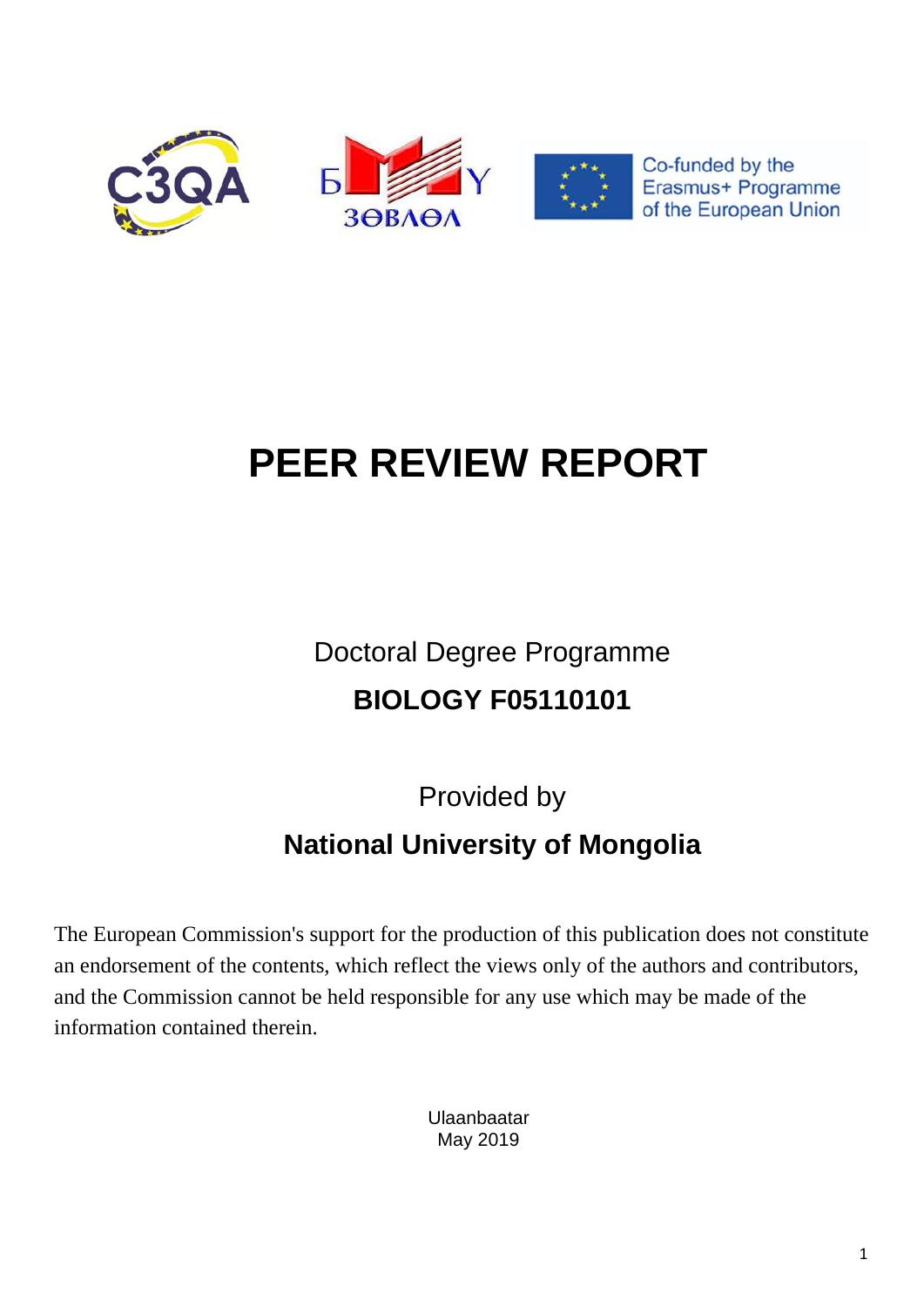Co-funded by the Erasmus+ Programme of the European Union

# PEER REVIEW REPORT

Doctoral Degree Programme

**BIOLOGY F05110101**

Provided by

**National University of Mongolia**

The European Commission's support for the production of this publication does not constitute an endorsement of the contents, which reflect the views only of the authors and contributors, and the Commission cannot be held responsible for any use which may be made of the information contained therein.

Ulaanbaatar
May 2019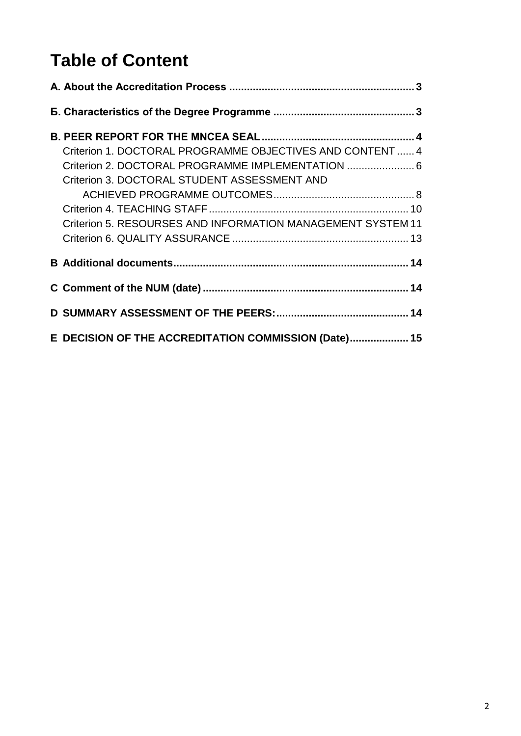# Table of Content

**A. About the Accreditation Process** .............................................................. 3

**Б. Characteristics of the Degree Programme** ............................................... 3

**B. PEER REPORT FOR THE MNCEA SEAL** .................................................. 4

- Criterion 1. DOCTORAL PROGRAMME OBJECTIVES AND CONTENT ...... 4
- Criterion 2. DOCTORAL PROGRAMME IMPLEMENTATION ....................... 6
- Criterion 3. DOCTORAL STUDENT ASSESSMENT AND ACHIEVED PROGRAMME OUTCOMES................................................ 8
- Criterion 4. TEACHING STAFF .................................................................. 10
- Criterion 5. RESOURSES AND INFORMATION MANAGEMENT SYSTEM 11
- Criterion 6. QUALITY ASSURANCE ........................................................... 13

**B Additional documents**.............................................................................. 14

**C Comment of the NUM (date)** ..................................................................... 14

**D SUMMARY ASSESSMENT OF THE PEERS:**............................................. 14

**E DECISION OF THE ACCREDITATION COMMISSION (Date)**.................... 15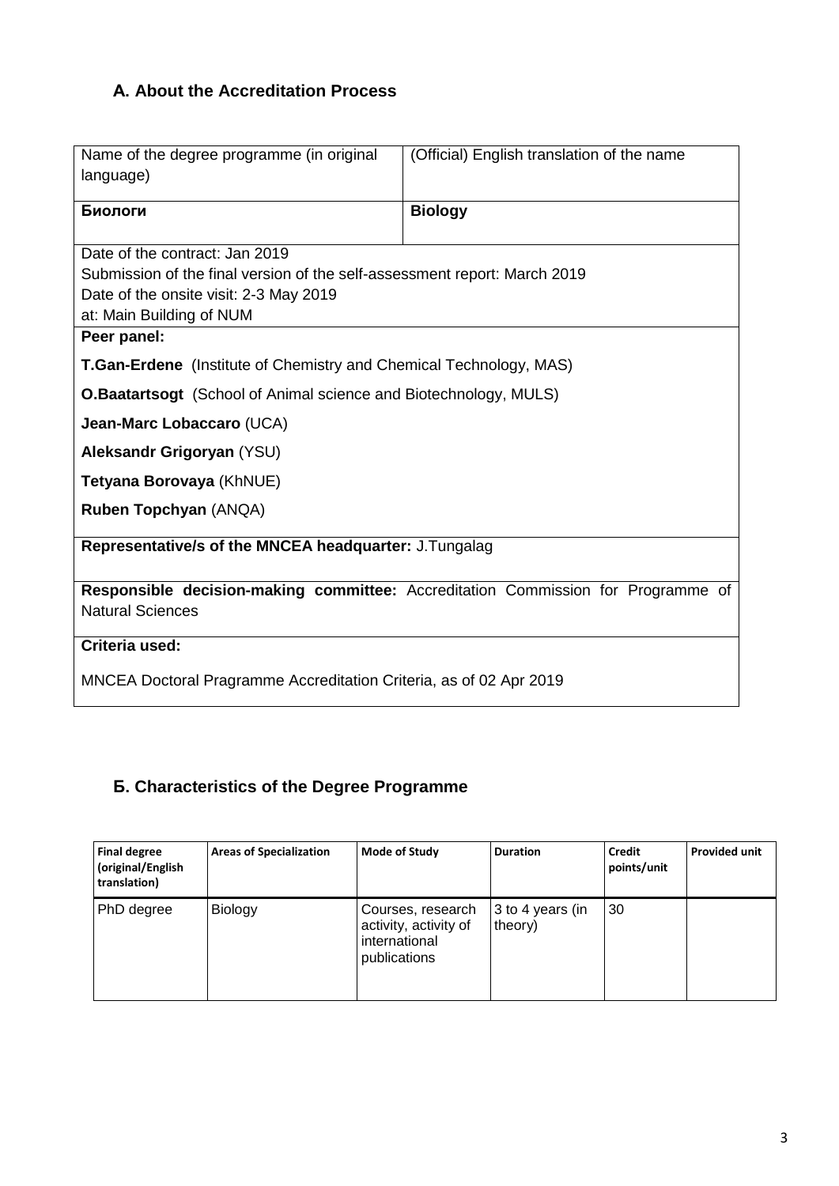## A. About the Accreditation Process

| Name of the degree programme (in original language) | (Official) English translation of the name |
|---|---|
| **Биологи** | **Biology** |
| Date of the contract: Jan 2019<br>Submission of the final version of the self-assessment report: March 2019<br>Date of the onsite visit: 2-3 May 2019<br>at: Main Building of NUM | |
| **Peer panel:**<br>**T.Gan-Erdene** (Institute of Chemistry and Chemical Technology, MAS)<br>**O.Baatartsogt** (School of Animal science and Biotechnology, MULS)<br>**Jean-Marc Lobaccaro** (UCA)<br>**Aleksandr Grigoryan** (YSU)<br>**Tetyana Borovaya** (KhNUE)<br>**Ruben Topchyan** (ANQA) | |
| **Representative/s of the MNCEA headquarter:** J.Tungalag | |
| **Responsible decision-making committee:** Accreditation Commission for Programme of Natural Sciences | |
| **Criteria used:**<br>MNCEA Doctoral Pragramme Accreditation Criteria, as of 02 Apr 2019 | |

## Б. Characteristics of the Degree Programme

| Final degree (original/English translation) | Areas of Specialization | Mode of Study | Duration | Credit points/unit | Provided unit |
|---|---|---|---|---|---|
| PhD degree | Biology | Courses, research activity, activity of international publications | 3 to 4 years (in theory) | 30 | |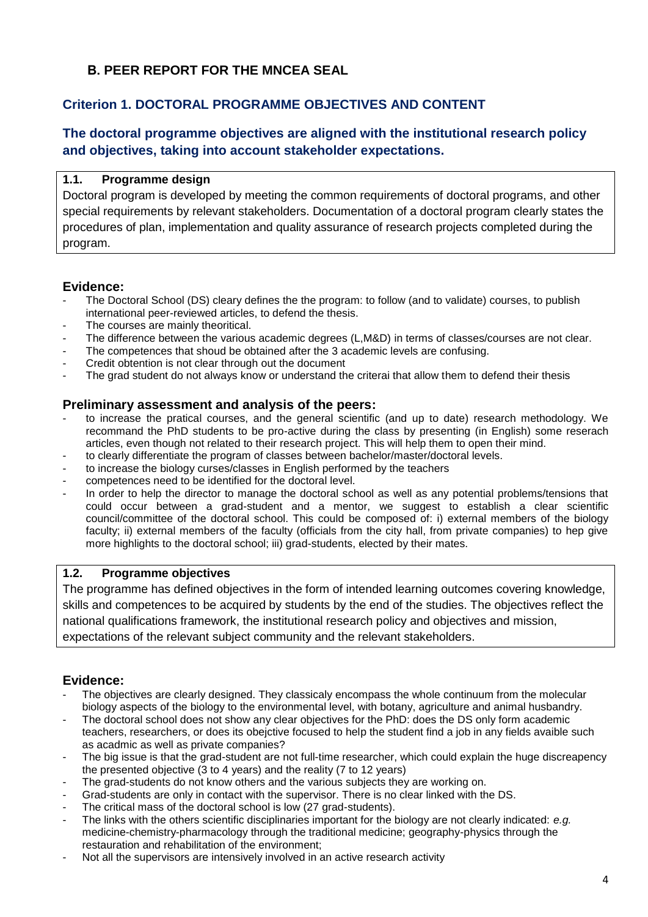## B. PEER REPORT FOR THE MNCEA SEAL

## Criterion 1. DOCTORAL PROGRAMME OBJECTIVES AND CONTENT

### The doctoral programme objectives are aligned with the institutional research policy and objectives, taking into account stakeholder expectations.

**1.1. Programme design**

Doctoral program is developed by meeting the common requirements of doctoral programs, and other special requirements by relevant stakeholders. Documentation of a doctoral program clearly states the procedures of plan, implementation and quality assurance of research projects completed during the program.

### Evidence:

- The Doctoral School (DS) cleary defines the the program: to follow (and to validate) courses, to publish international peer-reviewed articles, to defend the thesis.
- The courses are mainly theoritical.
- The difference between the various academic degrees (L,M&D) in terms of classes/courses are not clear.
- The competences that shoud be obtained after the 3 academic levels are confusing.
- Credit obtention is not clear through out the document
- The grad student do not always know or understand the criterai that allow them to defend their thesis

### Preliminary assessment and analysis of the peers:

- to increase the pratical courses, and the general scientific (and up to date) research methodology. We recommand the PhD students to be pro-active during the class by presenting (in English) some reserach articles, even though not related to their research project. This will help them to open their mind.
- to clearly differentiate the program of classes between bachelor/master/doctoral levels.
- to increase the biology curses/classes in English performed by the teachers
- competences need to be identified for the doctoral level.
- In order to help the director to manage the doctoral school as well as any potential problems/tensions that could occur between a grad-student and a mentor, we suggest to establish a clear scientific council/committee of the doctoral school. This could be composed of: i) external members of the biology faculty; ii) external members of the faculty (officials from the city hall, from private companies) to hep give more highlights to the doctoral school; iii) grad-students, elected by their mates.

**1.2. Programme objectives**

The programme has defined objectives in the form of intended learning outcomes covering knowledge, skills and competences to be acquired by students by the end of the studies. The objectives reflect the national qualifications framework, the institutional research policy and objectives and mission, expectations of the relevant subject community and the relevant stakeholders.

### Evidence:

- The objectives are clearly designed. They classicaly encompass the whole continuum from the molecular biology aspects of the biology to the environmental level, with botany, agriculture and animal husbandry.
- The doctoral school does not show any clear objectives for the PhD: does the DS only form academic teachers, researchers, or does its obejctive focused to help the student find a job in any fields avaible such as acadmic as well as private companies?
- The big issue is that the grad-student are not full-time researcher, which could explain the huge discreapency the presented objective (3 to 4 years) and the reality (7 to 12 years)
- The grad-students do not know others and the various subjects they are working on.
- Grad-students are only in contact with the supervisor. There is no clear linked with the DS.
- The critical mass of the doctoral school is low (27 grad-students).
- The links with the others scientific disciplinaries important for the biology are not clearly indicated: *e.g.* medicine-chemistry-pharmacology through the traditional medicine; geography-physics through the restauration and rehabilitation of the environment;
- Not all the supervisors are intensively involved in an active research activity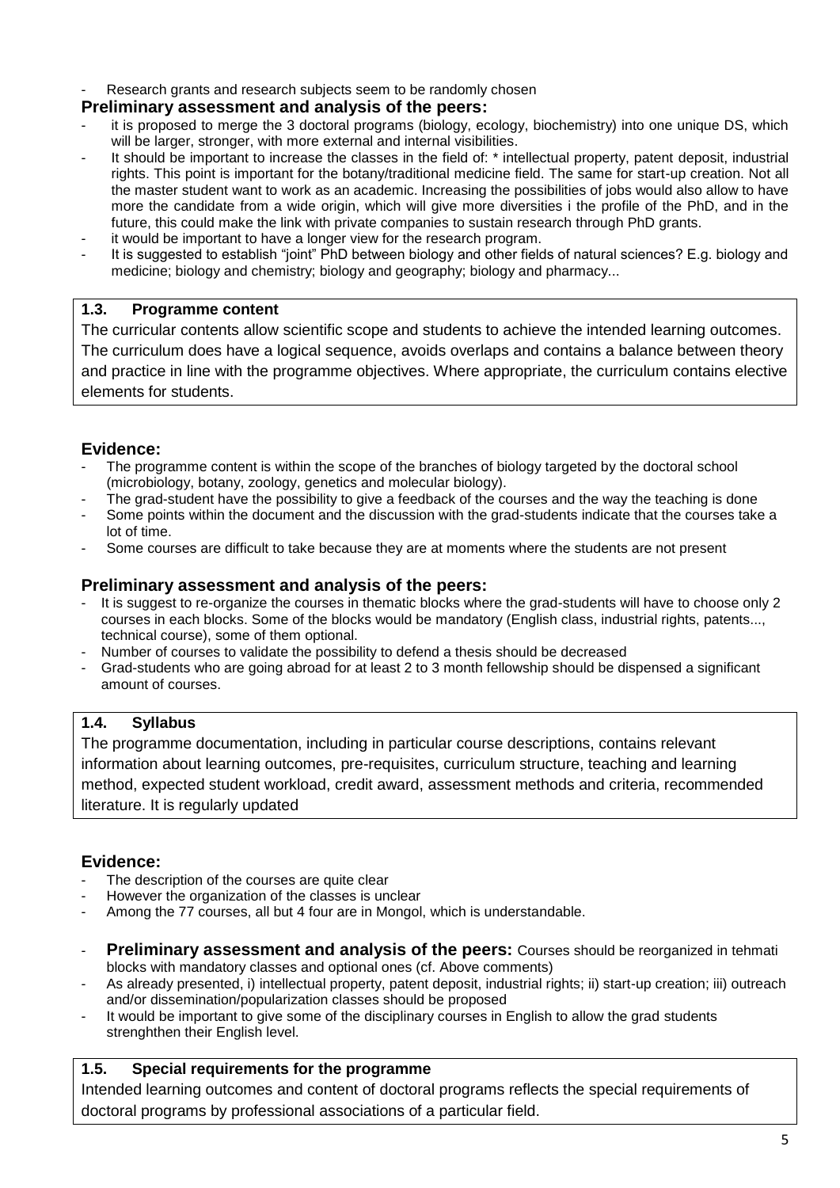- Research grants and research subjects seem to be randomly chosen

**Preliminary assessment and analysis of the peers:**

- it is proposed to merge the 3 doctoral programs (biology, ecology, biochemistry) into one unique DS, which will be larger, stronger, with more external and internal visibilities.
- It should be important to increase the classes in the field of: * intellectual property, patent deposit, industrial rights. This point is important for the botany/traditional medicine field. The same for start-up creation. Not all the master student want to work as an academic. Increasing the possibilities of jobs would also allow to have more the candidate from a wide origin, which will give more diversities i the profile of the PhD, and in the future, this could make the link with private companies to sustain research through PhD grants.
- it would be important to have a longer view for the research program.
- It is suggested to establish "joint" PhD between biology and other fields of natural sciences? E.g. biology and medicine; biology and chemistry; biology and geography; biology and pharmacy...

**1.3. Programme content**

The curricular contents allow scientific scope and students to achieve the intended learning outcomes. The curriculum does have a logical sequence, avoids overlaps and contains a balance between theory and practice in line with the programme objectives. Where appropriate, the curriculum contains elective elements for students.

**Evidence:**

- The programme content is within the scope of the branches of biology targeted by the doctoral school (microbiology, botany, zoology, genetics and molecular biology).
- The grad-student have the possibility to give a feedback of the courses and the way the teaching is done
- Some points within the document and the discussion with the grad-students indicate that the courses take a lot of time.
- Some courses are difficult to take because they are at moments where the students are not present

**Preliminary assessment and analysis of the peers:**

- It is suggest to re-organize the courses in thematic blocks where the grad-students will have to choose only 2 courses in each blocks. Some of the blocks would be mandatory (English class, industrial rights, patents..., technical course), some of them optional.
- Number of courses to validate the possibility to defend a thesis should be decreased
- Grad-students who are going abroad for at least 2 to 3 month fellowship should be dispensed a significant amount of courses.

**1.4. Syllabus**

The programme documentation, including in particular course descriptions, contains relevant information about learning outcomes, pre-requisites, curriculum structure, teaching and learning method, expected student workload, credit award, assessment methods and criteria, recommended literature. It is regularly updated

**Evidence:**

- The description of the courses are quite clear
- However the organization of the classes is unclear
- Among the 77 courses, all but 4 four are in Mongol, which is understandable.

- **Preliminary assessment and analysis of the peers:** Courses should be reorganized in tehmati blocks with mandatory classes and optional ones (cf. Above comments)
- As already presented, i) intellectual property, patent deposit, industrial rights; ii) start-up creation; iii) outreach and/or dissemination/popularization classes should be proposed
- It would be important to give some of the disciplinary courses in English to allow the grad students strenghthen their English level.

**1.5. Special requirements for the programme**

Intended learning outcomes and content of doctoral programs reflects the special requirements of doctoral programs by professional associations of a particular field.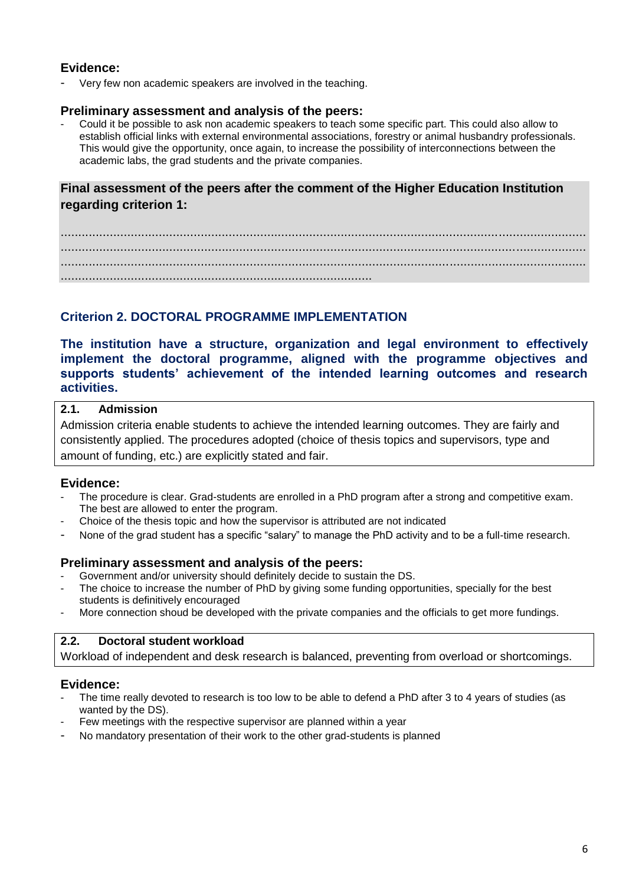### Evidence:

- Very few non academic speakers are involved in the teaching.

### Preliminary assessment and analysis of the peers:

- Could it be possible to ask non academic speakers to teach some specific part. This could also allow to establish official links with external environmental associations, forestry or animal husbandry professionals. This would give the opportunity, once again, to increase the possibility of interconnections between the academic labs, the grad students and the private companies.

### Final assessment of the peers after the comment of the Higher Education Institution regarding criterion 1:

.......................................................................................................................................................
.......................................................................................................................................................
.......................................................................................................................................................
.......................................................................................

## Criterion 2. DOCTORAL PROGRAMME IMPLEMENTATION

**The institution have a structure, organization and legal environment to effectively implement the doctoral programme, aligned with the programme objectives and supports students' achievement of the intended learning outcomes and research activities.**

**2.1. Admission**

Admission criteria enable students to achieve the intended learning outcomes. They are fairly and consistently applied. The procedures adopted (choice of thesis topics and supervisors, type and amount of funding, etc.) are explicitly stated and fair.

### Evidence:

- The procedure is clear. Grad-students are enrolled in a PhD program after a strong and competitive exam. The best are allowed to enter the program.
- Choice of the thesis topic and how the supervisor is attributed are not indicated
- None of the grad student has a specific "salary" to manage the PhD activity and to be a full-time research.

### Preliminary assessment and analysis of the peers:

- Government and/or university should definitely decide to sustain the DS.
- The choice to increase the number of PhD by giving some funding opportunities, specially for the best students is definitively encouraged
- More connection shoud be developed with the private companies and the officials to get more fundings.

**2.2. Doctoral student workload**

Workload of independent and desk research is balanced, preventing from overload or shortcomings.

### Evidence:

- The time really devoted to research is too low to be able to defend a PhD after 3 to 4 years of studies (as wanted by the DS).
- Few meetings with the respective supervisor are planned within a year
- No mandatory presentation of their work to the other grad-students is planned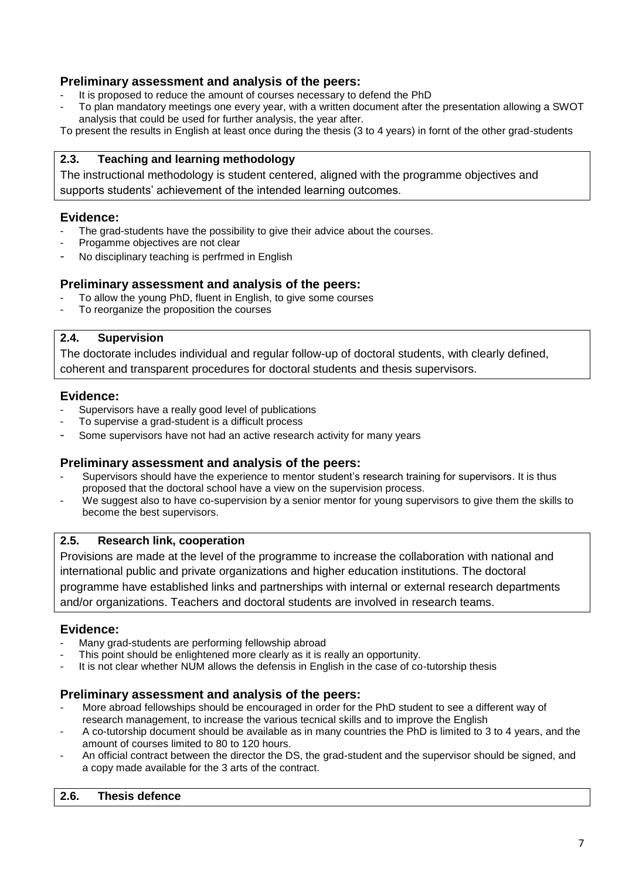### Preliminary assessment and analysis of the peers:

- It is proposed to reduce the amount of courses necessary to defend the PhD
- To plan mandatory meetings one every year, with a written document after the presentation allowing a SWOT analysis that could be used for further analysis, the year after.

To present the results in English at least once during the thesis (3 to 4 years) in fornt of the other grad-students

| **2.3. Teaching and learning methodology** |
|---|
| The instructional methodology is student centered, aligned with the programme objectives and supports students' achievement of the intended learning outcomes. |

### Evidence:

- The grad-students have the possibility to give their advice about the courses.
- Progamme objectives are not clear
- No disciplinary teaching is perfrmed in English

### Preliminary assessment and analysis of the peers:

- To allow the young PhD, fluent in English, to give some courses
- To reorganize the proposition the courses

| **2.4. Supervision** |
|---|
| The doctorate includes individual and regular follow-up of doctoral students, with clearly defined, coherent and transparent procedures for doctoral students and thesis supervisors. |

### Evidence:

- Supervisors have a really good level of publications
- To supervise a grad-student is a difficult process
- Some supervisors have not had an active research activity for many years

### Preliminary assessment and analysis of the peers:

- Supervisors should have the experience to mentor student's research training for supervisors. It is thus proposed that the doctoral school have a view on the supervision process.
- We suggest also to have co-supervision by a senior mentor for young supervisors to give them the skills to become the best supervisors.

| **2.5. Research link, cooperation** |
|---|
| Provisions are made at the level of the programme to increase the collaboration with national and international public and private organizations and higher education institutions. The doctoral programme have established links and partnerships with internal or external research departments and/or organizations. Teachers and doctoral students are involved in research teams. |

### Evidence:

- Many grad-students are performing fellowship abroad
- This point should be enlightened more clearly as it is really an opportunity.
- It is not clear whether NUM allows the defensis in English in the case of co-tutorship thesis

### Preliminary assessment and analysis of the peers:

- More abroad fellowships should be encouraged in order for the PhD student to see a different way of research management, to increase the various tecnical skills and to improve the English
- A co-tutorship document should be available as in many countries the PhD is limited to 3 to 4 years, and the amount of courses limited to 80 to 120 hours.
- An official contract between the director the DS, the grad-student and the supervisor should be signed, and a copy made available for the 3 arts of the contract.

| **2.6. Thesis defence** |
|---|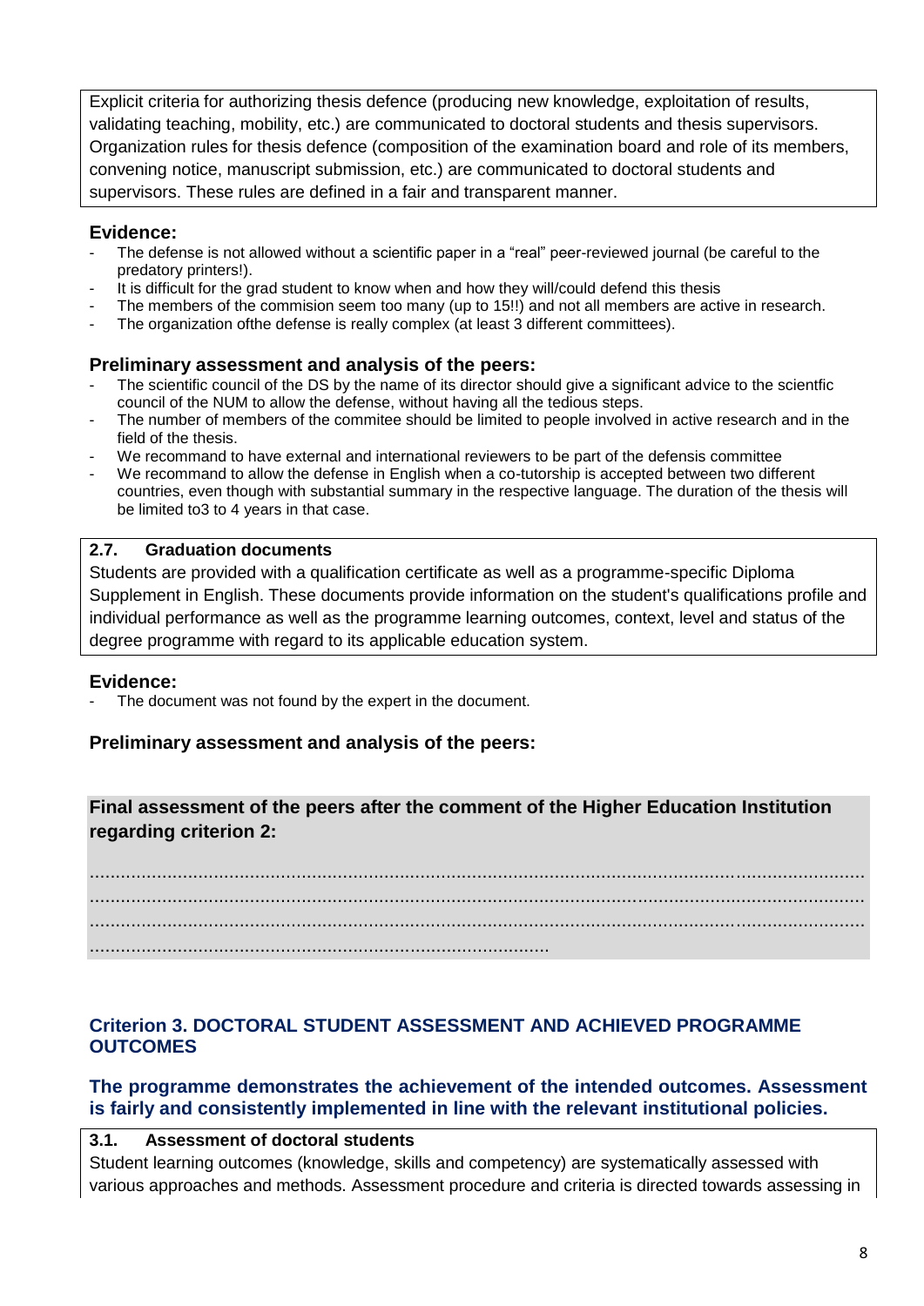Explicit criteria for authorizing thesis defence (producing new knowledge, exploitation of results, validating teaching, mobility, etc.) are communicated to doctoral students and thesis supervisors. Organization rules for thesis defence (composition of the examination board and role of its members, convening notice, manuscript submission, etc.) are communicated to doctoral students and supervisors. These rules are defined in a fair and transparent manner.

### Evidence:

- The defense is not allowed without a scientific paper in a "real" peer-reviewed journal (be careful to the predatory printers!).
- It is difficult for the grad student to know when and how they will/could defend this thesis
- The members of the commision seem too many (up to 15!!) and not all members are active in research.
- The organization ofthe defense is really complex (at least 3 different committees).

### Preliminary assessment and analysis of the peers:

- The scientific council of the DS by the name of its director should give a significant advice to the scientfic council of the NUM to allow the defense, without having all the tedious steps.
- The number of members of the commitee should be limited to people involved in active research and in the field of the thesis.
- We recommand to have external and international reviewers to be part of the defensis committee
- We recommand to allow the defense in English when a co-tutorship is accepted between two different countries, even though with substantial summary in the respective language. The duration of the thesis will be limited to3 to 4 years in that case.

**2.7. Graduation documents**

Students are provided with a qualification certificate as well as a programme-specific Diploma Supplement in English. These documents provide information on the student's qualifications profile and individual performance as well as the programme learning outcomes, context, level and status of the degree programme with regard to its applicable education system.

### Evidence:

- The document was not found by the expert in the document.

### Preliminary assessment and analysis of the peers:

### Final assessment of the peers after the comment of the Higher Education Institution regarding criterion 2:

.......................................................................................................................................................
.......................................................................................................................................................
.......................................................................................................................................................
.........................................................................................

## Criterion 3. DOCTORAL STUDENT ASSESSMENT AND ACHIEVED PROGRAMME OUTCOMES

### The programme demonstrates the achievement of the intended outcomes. Assessment is fairly and consistently implemented in line with the relevant institutional policies.

**3.1. Assessment of doctoral students**

Student learning outcomes (knowledge, skills and competency) are systematically assessed with various approaches and methods. Assessment procedure and criteria is directed towards assessing in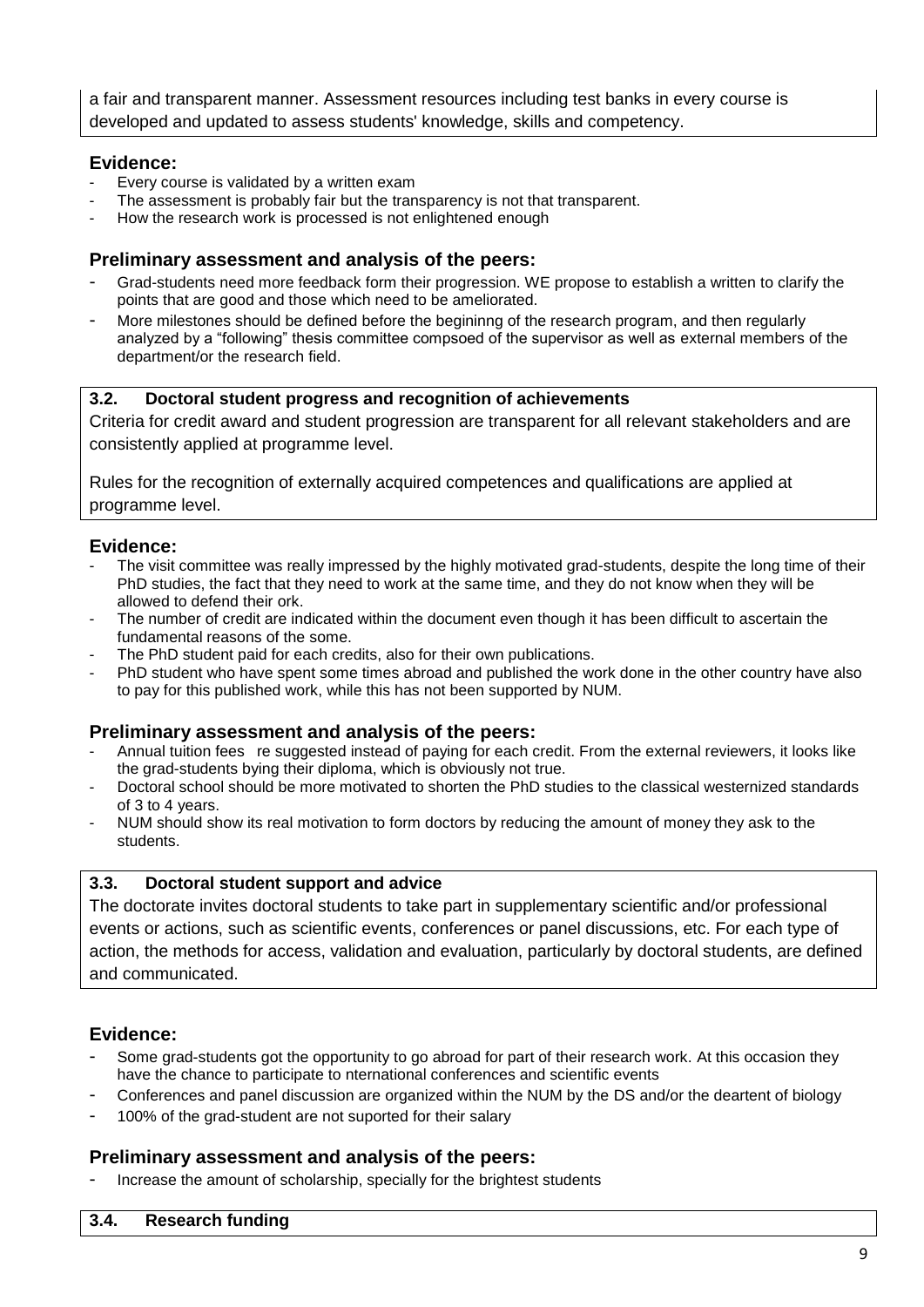a fair and transparent manner. Assessment resources including test banks in every course is developed and updated to assess students' knowledge, skills and competency.

### Evidence:

- Every course is validated by a written exam
- The assessment is probably fair but the transparency is not that transparent.
- How the research work is processed is not enlightened enough

### Preliminary assessment and analysis of the peers:

- Grad-students need more feedback form their progression. WE propose to establish a written to clarify the points that are good and those which need to be ameliorated.
- More milestones should be defined before the begininng of the research program, and then regularly analyzed by a "following" thesis committee compsoed of the supervisor as well as external members of the department/or the research field.

**3.2. Doctoral student progress and recognition of achievements**

Criteria for credit award and student progression are transparent for all relevant stakeholders and are consistently applied at programme level.

Rules for the recognition of externally acquired competences and qualifications are applied at programme level.

### Evidence:

- The visit committee was really impressed by the highly motivated grad-students, despite the long time of their PhD studies, the fact that they need to work at the same time, and they do not know when they will be allowed to defend their ork.
- The number of credit are indicated within the document even though it has been difficult to ascertain the fundamental reasons of the some.
- The PhD student paid for each credits, also for their own publications.
- PhD student who have spent some times abroad and published the work done in the other country have also to pay for this published work, while this has not been supported by NUM.

### Preliminary assessment and analysis of the peers:

- Annual tuition fees re suggested instead of paying for each credit. From the external reviewers, it looks like the grad-students bying their diploma, which is obviously not true.
- Doctoral school should be more motivated to shorten the PhD studies to the classical westernized standards of 3 to 4 years.
- NUM should show its real motivation to form doctors by reducing the amount of money they ask to the students.

**3.3. Doctoral student support and advice**

The doctorate invites doctoral students to take part in supplementary scientific and/or professional events or actions, such as scientific events, conferences or panel discussions, etc. For each type of action, the methods for access, validation and evaluation, particularly by doctoral students, are defined and communicated.

### Evidence:

- Some grad-students got the opportunity to go abroad for part of their research work. At this occasion they have the chance to participate to nternational conferences and scientific events
- Conferences and panel discussion are organized within the NUM by the DS and/or the deartent of biology
- 100% of the grad-student are not suported for their salary

### Preliminary assessment and analysis of the peers:

- Increase the amount of scholarship, specially for the brightest students

**3.4. Research funding**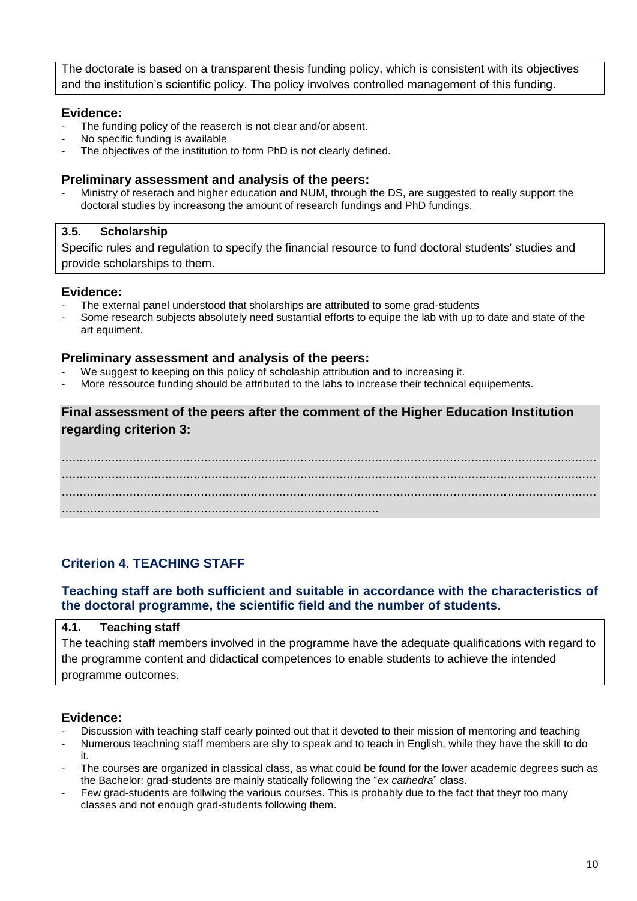The doctorate is based on a transparent thesis funding policy, which is consistent with its objectives and the institution's scientific policy. The policy involves controlled management of this funding.

### Evidence:

- The funding policy of the reaserch is not clear and/or absent.
- No specific funding is available
- The objectives of the institution to form PhD is not clearly defined.

### Preliminary assessment and analysis of the peers:

- Ministry of reserach and higher education and NUM, through the DS, are suggested to really support the doctoral studies by increasong the amount of research fundings and PhD fundings.

**3.5. Scholarship**

Specific rules and regulation to specify the financial resource to fund doctoral students' studies and provide scholarships to them.

### Evidence:

- The external panel understood that sholarships are attributed to some grad-students
- Some research subjects absolutely need sustantial efforts to equipe the lab with up to date and state of the art equiment.

### Preliminary assessment and analysis of the peers:

- We suggest to keeping on this policy of scholaship attribution and to increasing it.
- More ressource funding should be attributed to the labs to increase their technical equipements.

### Final assessment of the peers after the comment of the Higher Education Institution regarding criterion 3:

........................................................................................................................................
........................................................................................................................................
........................................................................................................................................
........................................................................................

## Criterion 4. TEACHING STAFF

### Teaching staff are both sufficient and suitable in accordance with the characteristics of the doctoral programme, the scientific field and the number of students.

**4.1. Teaching staff**

The teaching staff members involved in the programme have the adequate qualifications with regard to the programme content and didactical competences to enable students to achieve the intended programme outcomes.

### Evidence:

- Discussion with teaching staff cearly pointed out that it devoted to their mission of mentoring and teaching
- Numerous teachning staff members are shy to speak and to teach in English, while they have the skill to do it.
- The courses are organized in classical class, as what could be found for the lower academic degrees such as the Bachelor: grad-students are mainly statically following the "*ex cathedra*" class.
- Few grad-students are follwing the various courses. This is probably due to the fact that theyr too many classes and not enough grad-students following them.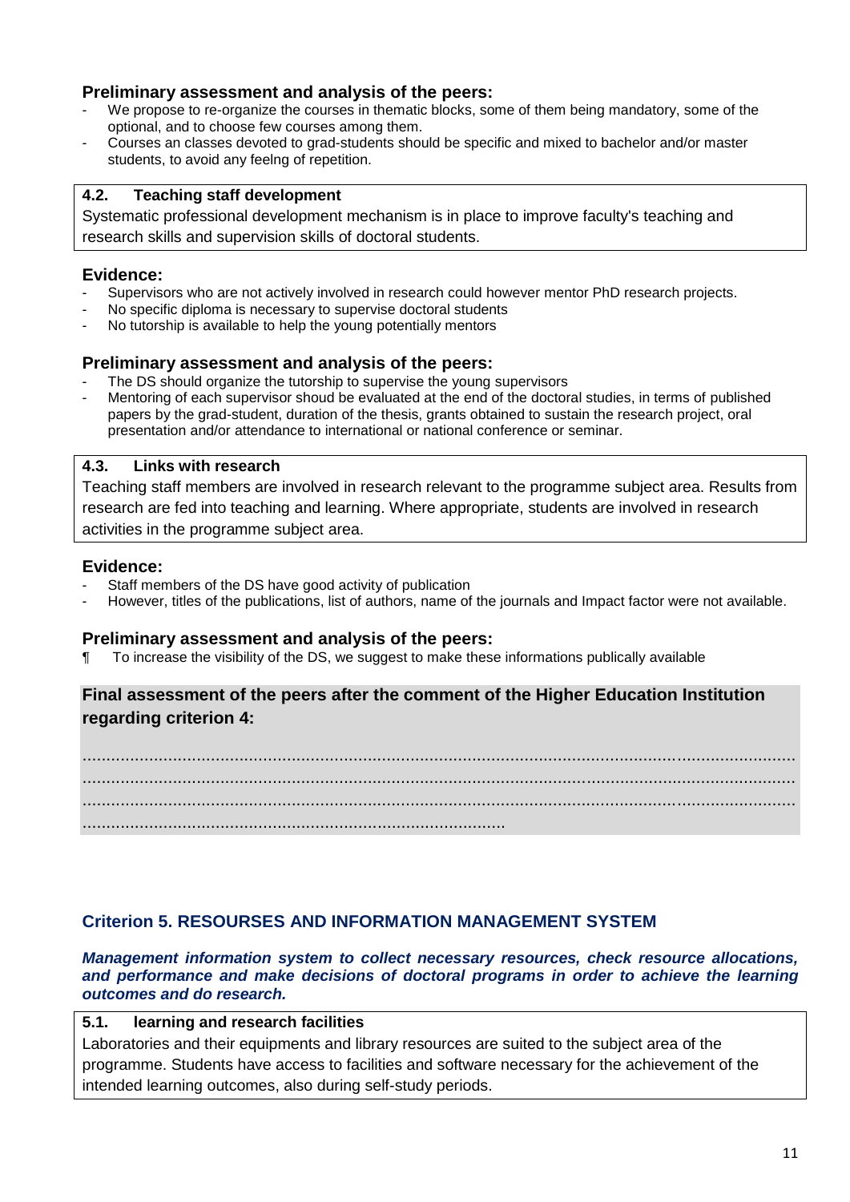### Preliminary assessment and analysis of the peers:

- We propose to re-organize the courses in thematic blocks, some of them being mandatory, some of the optional, and to choose few courses among them.
- Courses an classes devoted to grad-students should be specific and mixed to bachelor and/or master students, to avoid any feelng of repetition.

| 4.2. Teaching staff development |
|---|
| Systematic professional development mechanism is in place to improve faculty's teaching and research skills and supervision skills of doctoral students. |

### Evidence:

- Supervisors who are not actively involved in research could however mentor PhD research projects.
- No specific diploma is necessary to supervise doctoral students
- No tutorship is available to help the young potentially mentors

### Preliminary assessment and analysis of the peers:

- The DS should organize the tutorship to supervise the young supervisors
- Mentoring of each supervisor shoud be evaluated at the end of the doctoral studies, in terms of published papers by the grad-student, duration of the thesis, grants obtained to sustain the research project, oral presentation and/or attendance to international or national conference or seminar.

| 4.3. Links with research |
|---|
| Teaching staff members are involved in research relevant to the programme subject area. Results from research are fed into teaching and learning. Where appropriate, students are involved in research activities in the programme subject area. |

### Evidence:

- Staff members of the DS have good activity of publication
- However, titles of the publications, list of authors, name of the journals and Impact factor were not available.

### Preliminary assessment and analysis of the peers:

¶ To increase the visibility of the DS, we suggest to make these informations publically available

**Final assessment of the peers after the comment of the Higher Education Institution regarding criterion 4:**

........................................................................................................................................
........................................................................................................................................
........................................................................................................................................
........................................................................................

## Criterion 5. RESOURSES AND INFORMATION MANAGEMENT SYSTEM

***Management information system to collect necessary resources, check resource allocations, and performance and make decisions of doctoral programs in order to achieve the learning outcomes and do research.***

| 5.1. learning and research facilities |
|---|
| Laboratories and their equipments and library resources are suited to the subject area of the programme. Students have access to facilities and software necessary for the achievement of the intended learning outcomes, also during self-study periods. |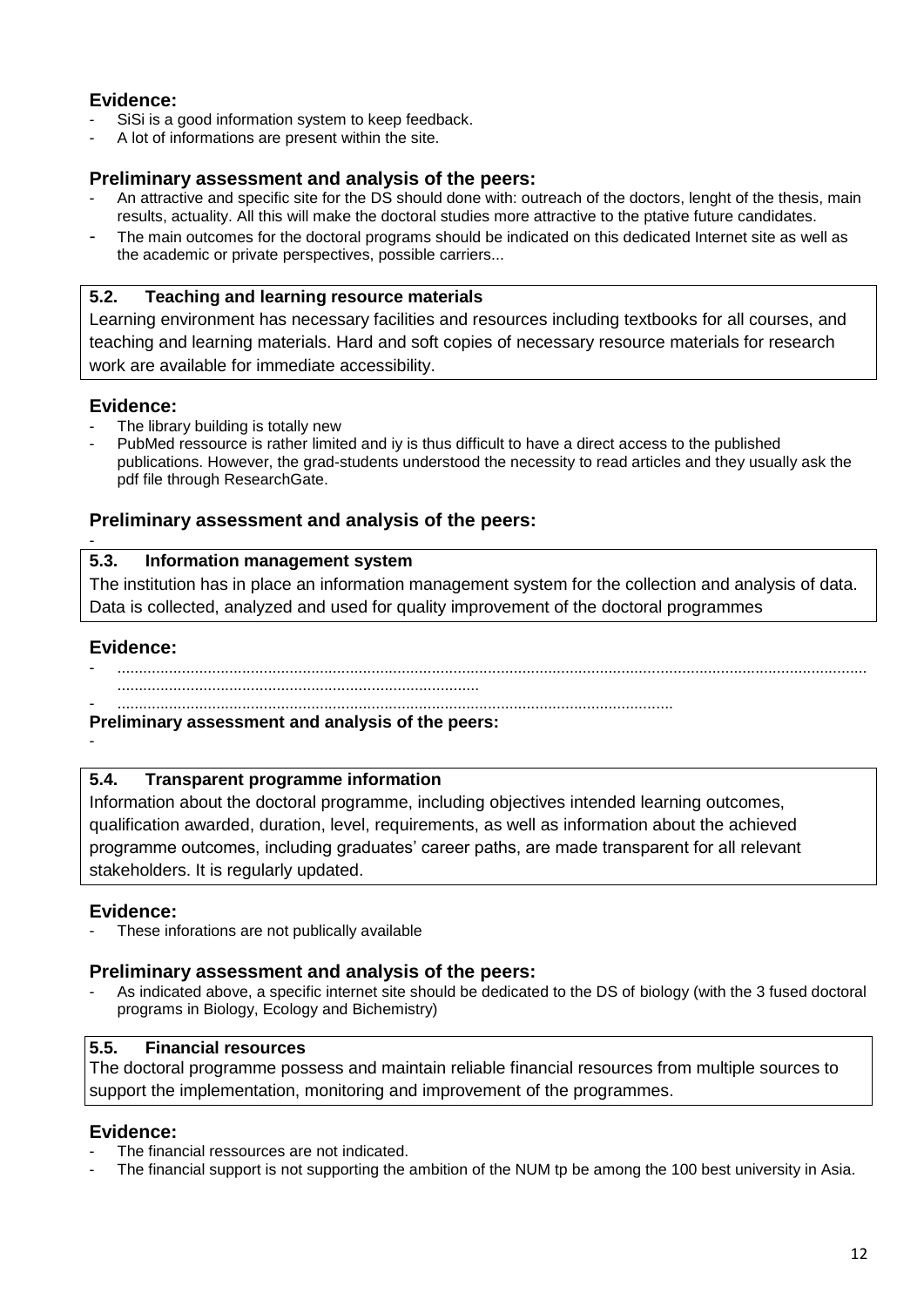### Evidence:

- SiSi is a good information system to keep feedback.
- A lot of informations are present within the site.

### Preliminary assessment and analysis of the peers:

- An attractive and specific site for the DS should done with: outreach of the doctors, lenght of the thesis, main results, actuality. All this will make the doctoral studies more attractive to the ptative future candidates.
- The main outcomes for the doctoral programs should be indicated on this dedicated Internet site as well as the academic or private perspectives, possible carriers...

**5.2. Teaching and learning resource materials**

Learning environment has necessary facilities and resources including textbooks for all courses, and teaching and learning materials. Hard and soft copies of necessary resource materials for research work are available for immediate accessibility.

### Evidence:

- The library building is totally new
- PubMed ressource is rather limited and iy is thus difficult to have a direct access to the published publications. However, the grad-students understood the necessity to read articles and they usually ask the pdf file through ResearchGate.

### Preliminary assessment and analysis of the peers:

-

**5.3. Information management system**

The institution has in place an information management system for the collection and analysis of data. Data is collected, analyzed and used for quality improvement of the doctoral programmes

### Evidence:

- ..........................................................................................................................................................................................................................................................................
- ................................................................................................................................

### Preliminary assessment and analysis of the peers:

-

**5.4. Transparent programme information**

Information about the doctoral programme, including objectives intended learning outcomes, qualification awarded, duration, level, requirements, as well as information about the achieved programme outcomes, including graduates' career paths, are made transparent for all relevant stakeholders. It is regularly updated.

### Evidence:

- These inforations are not publically available

### Preliminary assessment and analysis of the peers:

- As indicated above, a specific internet site should be dedicated to the DS of biology (with the 3 fused doctoral programs in Biology, Ecology and Bichemistry)

**5.5. Financial resources**

The doctoral programme possess and maintain reliable financial resources from multiple sources to support the implementation, monitoring and improvement of the programmes.

### Evidence:

- The financial ressources are not indicated.
- The financial support is not supporting the ambition of the NUM tp be among the 100 best university in Asia.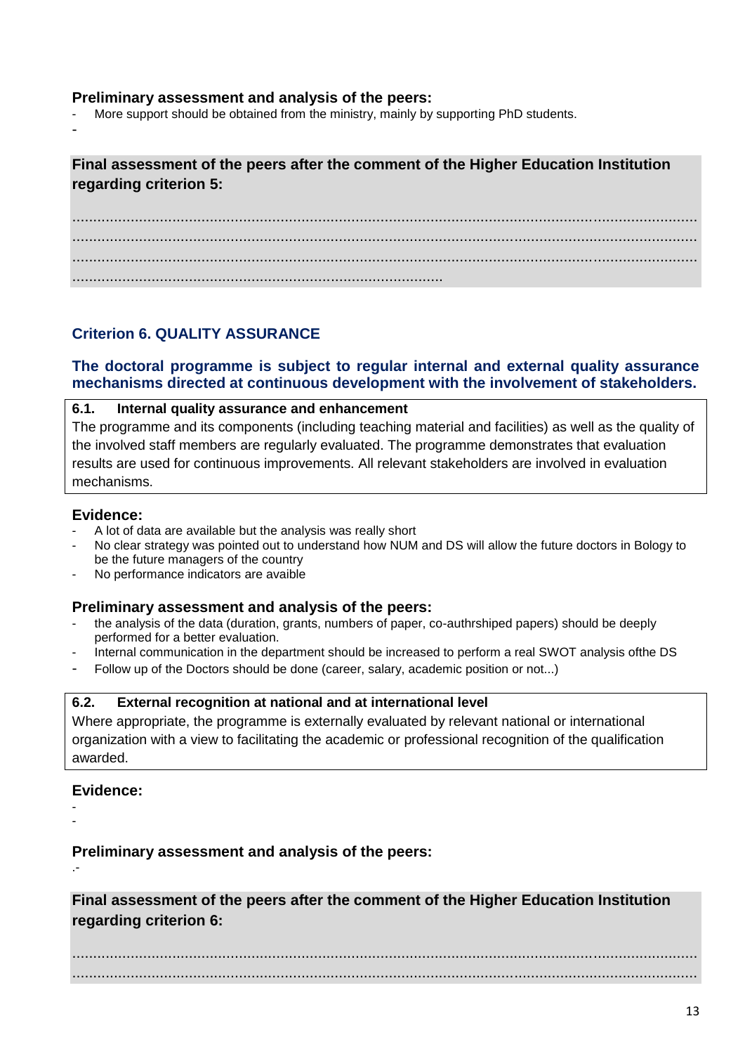**Preliminary assessment and analysis of the peers:**

- More support should be obtained from the ministry, mainly by supporting PhD students.
-

**Final assessment of the peers after the comment of the Higher Education Institution regarding criterion 5:**

........................................................................................................................................
........................................................................................................................................
........................................................................................................................................
.......................................................................................

### Criterion 6. QUALITY ASSURANCE

**The doctoral programme is subject to regular internal and external quality assurance mechanisms directed at continuous development with the involvement of stakeholders.**

**6.1. Internal quality assurance and enhancement**

The programme and its components (including teaching material and facilities) as well as the quality of the involved staff members are regularly evaluated. The programme demonstrates that evaluation results are used for continuous improvements. All relevant stakeholders are involved in evaluation mechanisms.

**Evidence:**

- A lot of data are available but the analysis was really short
- No clear strategy was pointed out to understand how NUM and DS will allow the future doctors in Bology to be the future managers of the country
- No performance indicators are avaible

**Preliminary assessment and analysis of the peers:**

- the analysis of the data (duration, grants, numbers of paper, co-authrshiped papers) should be deeply performed for a better evaluation.
- Internal communication in the department should be increased to perform a real SWOT analysis ofthe DS
- Follow up of the Doctors should be done (career, salary, academic position or not...)

**6.2. External recognition at national and at international level**

Where appropriate, the programme is externally evaluated by relevant national or international organization with a view to facilitating the academic or professional recognition of the qualification awarded.

**Evidence:**

-
-

**Preliminary assessment and analysis of the peers:**

.-

**Final assessment of the peers after the comment of the Higher Education Institution regarding criterion 6:**

........................................................................................................................................
........................................................................................................................................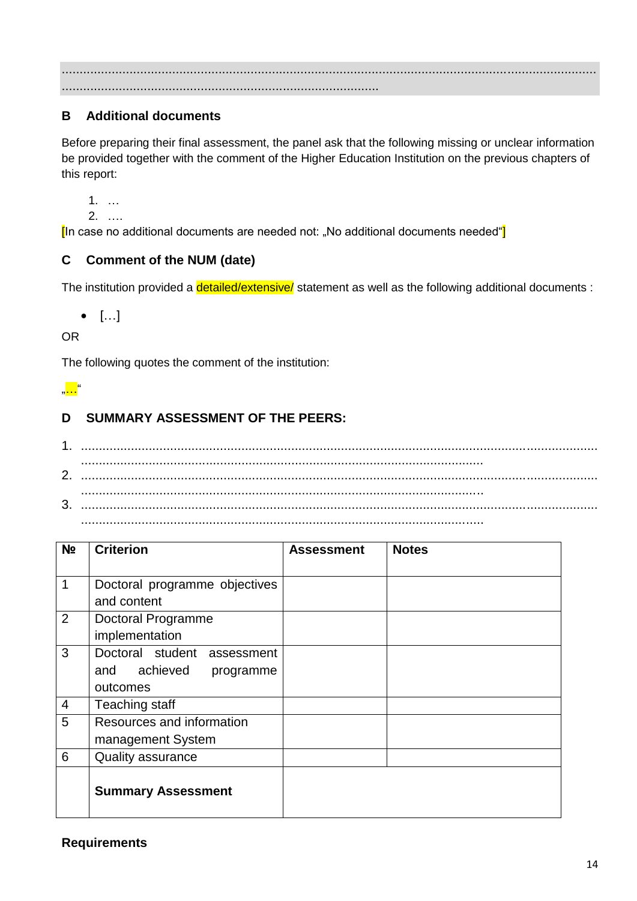...........................................................................................................................................
.......................................................................................

## B Additional documents

Before preparing their final assessment, the panel ask that the following missing or unclear information be provided together with the comment of the Higher Education Institution on the previous chapters of this report:

1. …
2. ….

[In case no additional documents are needed not: „No additional documents needed“]

## C Comment of the NUM (date)

The institution provided a detailed/extensive/ statement as well as the following additional documents :

- […]

OR

The following quotes the comment of the institution:

„…“

## D SUMMARY ASSESSMENT OF THE PEERS:

1. ........................................................................................................................................... ..............................................................................................................
2. ........................................................................................................................................... ..............................................................................................................
3. ........................................................................................................................................... ..............................................................................................................

| № | Criterion | Assessment | Notes |
|---|---|---|---|
| 1 | Doctoral programme objectives and content | | |
| 2 | Doctoral Programme implementation | | |
| 3 | Doctoral student assessment and achieved programme outcomes | | |
| 4 | Teaching staff | | |
| 5 | Resources and information management System | | |
| 6 | Quality assurance | | |
| | **Summary Assessment** | | |

**Requirements**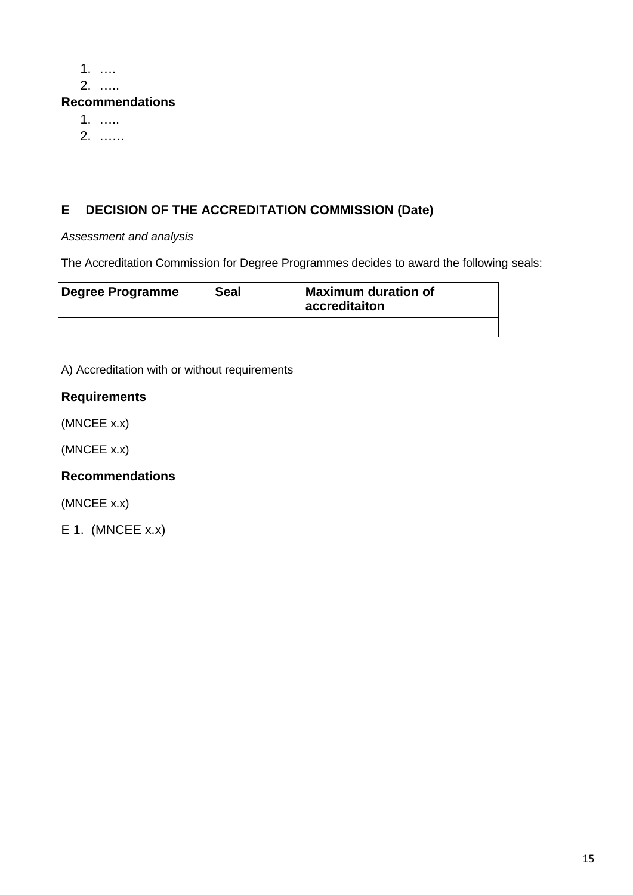1. ….
2. …..

**Recommendations**

1. …..
2. ……

## E DECISION OF THE ACCREDITATION COMMISSION (Date)

*Assessment and analysis*

The Accreditation Commission for Degree Programmes decides to award the following seals:

| Degree Programme | Seal | Maximum duration of accreditaiton |
|---|---|---|
| | | |

A) Accreditation with or without requirements

### Requirements

(MNCEE x.x)

(MNCEE x.x)

### Recommendations

(MNCEE x.x)

E 1. (MNCEE x.x)